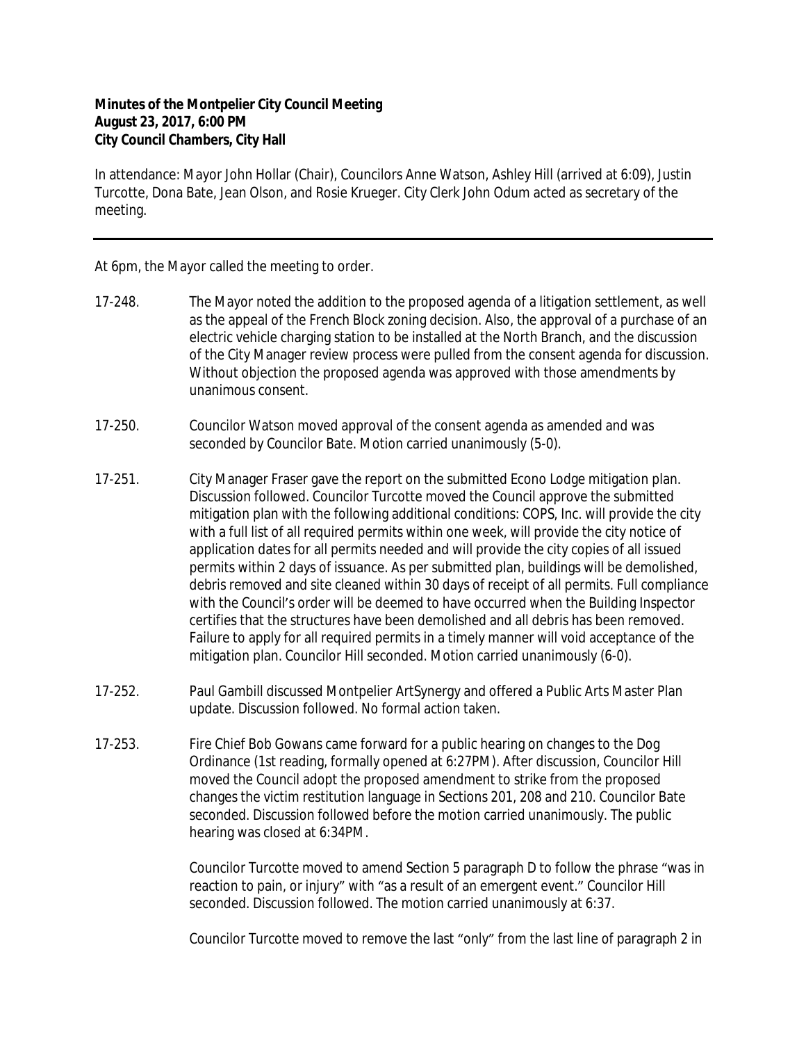**Minutes of the Montpelier City Council Meeting**
**August 23, 2017, 6:00 PM**
**City Council Chambers, City Hall**

In attendance: Mayor John Hollar (Chair), Councilors Anne Watson, Ashley Hill (arrived at 6:09), Justin Turcotte, Dona Bate, Jean Olson, and Rosie Krueger. City Clerk John Odum acted as secretary of the meeting.

---

At 6pm, the Mayor called the meeting to order.

17-248. The Mayor noted the addition to the proposed agenda of a litigation settlement, as well as the appeal of the French Block zoning decision. Also, the approval of a purchase of an electric vehicle charging station to be installed at the North Branch, and the discussion of the City Manager review process were pulled from the consent agenda for discussion. Without objection the proposed agenda was approved with those amendments by unanimous consent.

17-250. Councilor Watson moved approval of the consent agenda as amended and was seconded by Councilor Bate. Motion carried unanimously (5-0).

17-251. City Manager Fraser gave the report on the submitted Econo Lodge mitigation plan. Discussion followed. Councilor Turcotte moved the Council approve the submitted mitigation plan with the following additional conditions: COPS, Inc. will provide the city with a full list of all required permits within one week, will provide the city notice of application dates for all permits needed and will provide the city copies of all issued permits within 2 days of issuance. As per submitted plan, buildings will be demolished, debris removed and site cleaned within 30 days of receipt of all permits. Full compliance with the Council's order will be deemed to have occurred when the Building Inspector certifies that the structures have been demolished and all debris has been removed. Failure to apply for all required permits in a timely manner will void acceptance of the mitigation plan. Councilor Hill seconded. Motion carried unanimously (6-0).

17-252. Paul Gambill discussed Montpelier ArtSynergy and offered a Public Arts Master Plan update. Discussion followed. No formal action taken.

17-253. Fire Chief Bob Gowans came forward for a public hearing on changes to the Dog Ordinance (1st reading, formally opened at 6:27PM). After discussion, Councilor Hill moved the Council adopt the proposed amendment to strike from the proposed changes the victim restitution language in Sections 201, 208 and 210. Councilor Bate seconded. Discussion followed before the motion carried unanimously. The public hearing was closed at 6:34PM.

Councilor Turcotte moved to amend Section 5 paragraph D to follow the phrase "was in reaction to pain, or injury" with "as a result of an emergent event." Councilor Hill seconded. Discussion followed. The motion carried unanimously at 6:37.

Councilor Turcotte moved to remove the last "only" from the last line of paragraph 2 in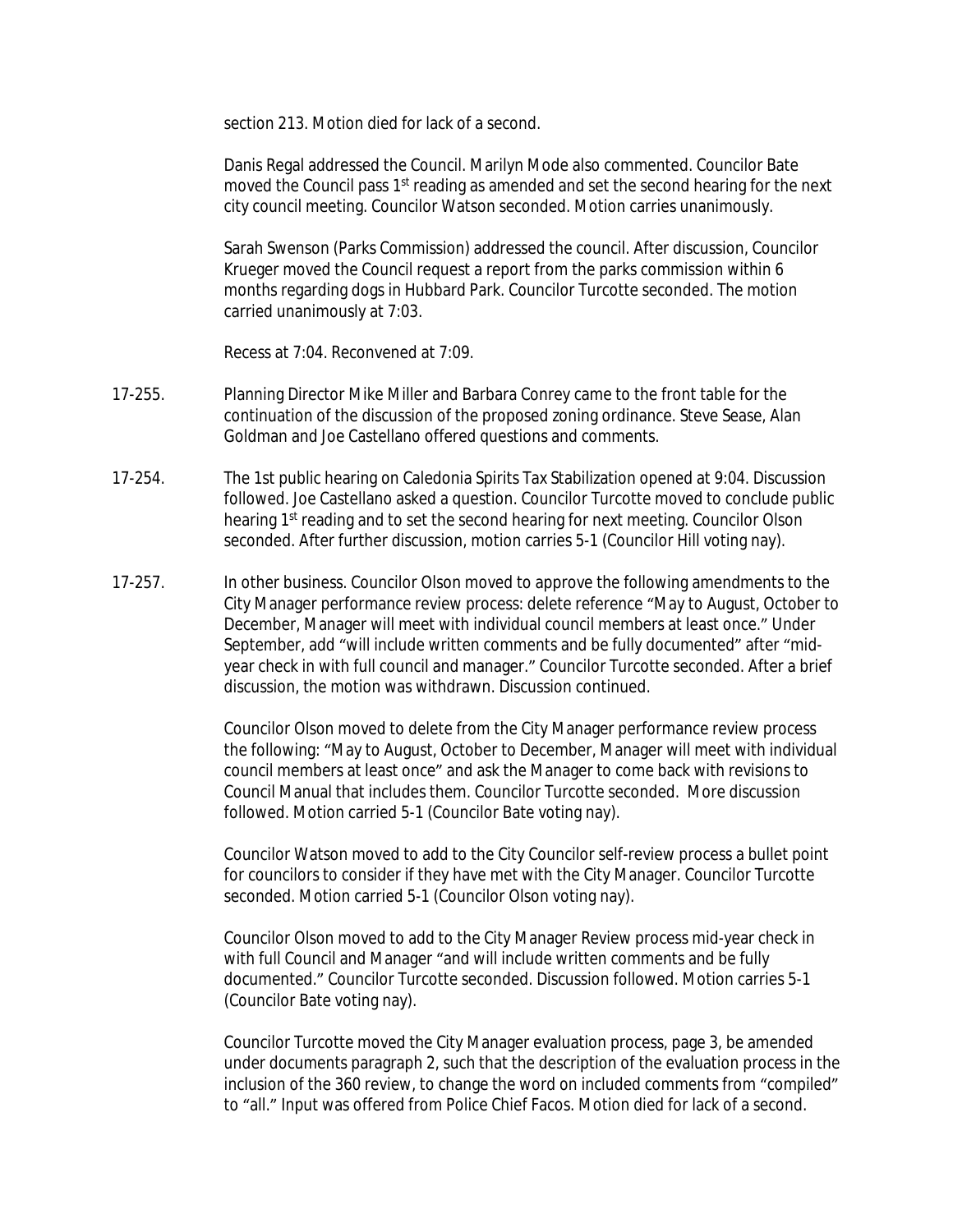section 213. Motion died for lack of a second.

Danis Regal addressed the Council. Marilyn Mode also commented. Councilor Bate moved the Council pass 1st reading as amended and set the second hearing for the next city council meeting. Councilor Watson seconded. Motion carries unanimously.

Sarah Swenson (Parks Commission) addressed the council. After discussion, Councilor Krueger moved the Council request a report from the parks commission within 6 months regarding dogs in Hubbard Park. Councilor Turcotte seconded. The motion carried unanimously at 7:03.

Recess at 7:04. Reconvened at 7:09.

17-255. Planning Director Mike Miller and Barbara Conrey came to the front table for the continuation of the discussion of the proposed zoning ordinance. Steve Sease, Alan Goldman and Joe Castellano offered questions and comments.

17-254. The 1st public hearing on Caledonia Spirits Tax Stabilization opened at 9:04. Discussion followed. Joe Castellano asked a question. Councilor Turcotte moved to conclude public hearing 1st reading and to set the second hearing for next meeting. Councilor Olson seconded. After further discussion, motion carries 5-1 (Councilor Hill voting nay).

17-257. In other business. Councilor Olson moved to approve the following amendments to the City Manager performance review process: delete reference "May to August, October to December, Manager will meet with individual council members at least once." Under September, add "will include written comments and be fully documented" after "mid-year check in with full council and manager." Councilor Turcotte seconded. After a brief discussion, the motion was withdrawn. Discussion continued.

Councilor Olson moved to delete from the City Manager performance review process the following: "May to August, October to December, Manager will meet with individual council members at least once" and ask the Manager to come back with revisions to Council Manual that includes them. Councilor Turcotte seconded. More discussion followed. Motion carried 5-1 (Councilor Bate voting nay).

Councilor Watson moved to add to the City Councilor self-review process a bullet point for councilors to consider if they have met with the City Manager. Councilor Turcotte seconded. Motion carried 5-1 (Councilor Olson voting nay).

Councilor Olson moved to add to the City Manager Review process mid-year check in with full Council and Manager "and will include written comments and be fully documented." Councilor Turcotte seconded. Discussion followed. Motion carries 5-1 (Councilor Bate voting nay).

Councilor Turcotte moved the City Manager evaluation process, page 3, be amended under documents paragraph 2, such that the description of the evaluation process in the inclusion of the 360 review, to change the word on included comments from "compiled" to "all." Input was offered from Police Chief Facos. Motion died for lack of a second.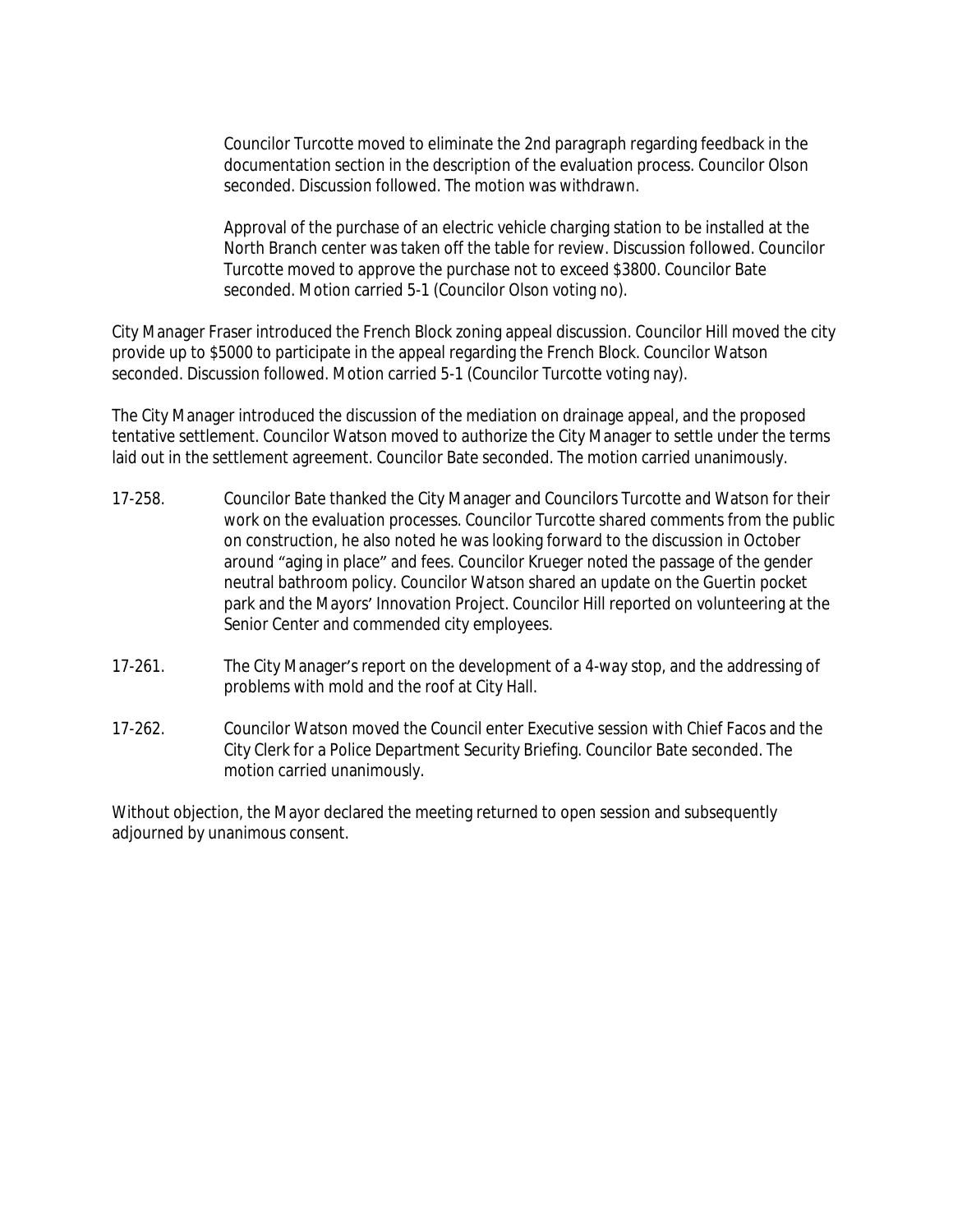Councilor Turcotte moved to eliminate the 2nd paragraph regarding feedback in the documentation section in the description of the evaluation process. Councilor Olson seconded. Discussion followed. The motion was withdrawn.

Approval of the purchase of an electric vehicle charging station to be installed at the North Branch center was taken off the table for review. Discussion followed. Councilor Turcotte moved to approve the purchase not to exceed $3800. Councilor Bate seconded. Motion carried 5-1 (Councilor Olson voting no).

City Manager Fraser introduced the French Block zoning appeal discussion. Councilor Hill moved the city provide up to $5000 to participate in the appeal regarding the French Block. Councilor Watson seconded. Discussion followed. Motion carried 5-1 (Councilor Turcotte voting nay).

The City Manager introduced the discussion of the mediation on drainage appeal, and the proposed tentative settlement. Councilor Watson moved to authorize the City Manager to settle under the terms laid out in the settlement agreement. Councilor Bate seconded. The motion carried unanimously.

17-258. Councilor Bate thanked the City Manager and Councilors Turcotte and Watson for their work on the evaluation processes. Councilor Turcotte shared comments from the public on construction, he also noted he was looking forward to the discussion in October around "aging in place" and fees. Councilor Krueger noted the passage of the gender neutral bathroom policy. Councilor Watson shared an update on the Guertin pocket park and the Mayors' Innovation Project. Councilor Hill reported on volunteering at the Senior Center and commended city employees.

17-261. The City Manager's report on the development of a 4-way stop, and the addressing of problems with mold and the roof at City Hall.

17-262. Councilor Watson moved the Council enter Executive session with Chief Facos and the City Clerk for a Police Department Security Briefing. Councilor Bate seconded. The motion carried unanimously.

Without objection, the Mayor declared the meeting returned to open session and subsequently adjourned by unanimous consent.